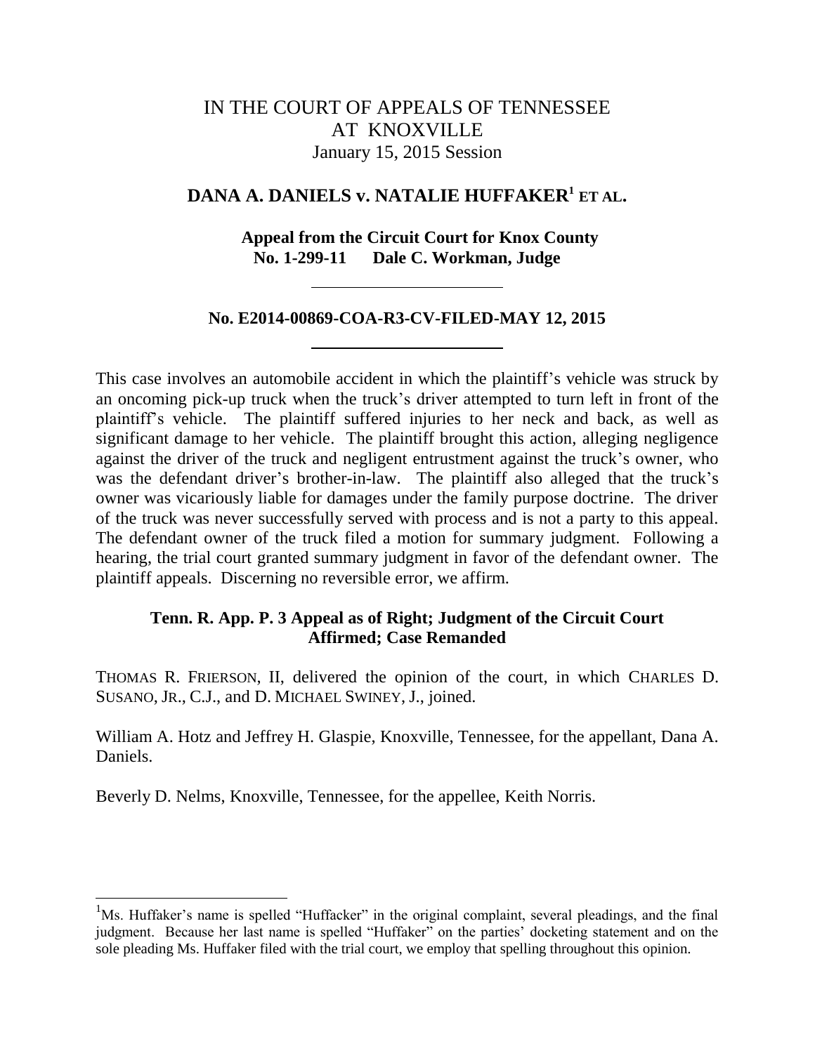IN THE COURT OF APPEALS OF TENNESSEE
AT KNOXVILLE
January 15, 2015 Session

**DANA A. DANIELS v. NATALIE HUFFAKER[1] ET AL.**

**Appeal from the Circuit Court for Knox County**
**No. 1-299-11 Dale C. Workman, Judge**

---

**No. E2014-00869-COA-R3-CV-FILED-MAY 12, 2015**

---

This case involves an automobile accident in which the plaintiff's vehicle was struck by an oncoming pick-up truck when the truck's driver attempted to turn left in front of the plaintiff's vehicle. The plaintiff suffered injuries to her neck and back, as well as significant damage to her vehicle. The plaintiff brought this action, alleging negligence against the driver of the truck and negligent entrustment against the truck's owner, who was the defendant driver's brother-in-law. The plaintiff also alleged that the truck's owner was vicariously liable for damages under the family purpose doctrine. The driver of the truck was never successfully served with process and is not a party to this appeal. The defendant owner of the truck filed a motion for summary judgment. Following a hearing, the trial court granted summary judgment in favor of the defendant owner. The plaintiff appeals. Discerning no reversible error, we affirm.

**Tenn. R. App. P. 3 Appeal as of Right; Judgment of the Circuit Court Affirmed; Case Remanded**

THOMAS R. FRIERSON, II, delivered the opinion of the court, in which CHARLES D. SUSANO, JR., C.J., and D. MICHAEL SWINEY, J., joined.

William A. Hotz and Jeffrey H. Glaspie, Knoxville, Tennessee, for the appellant, Dana A. Daniels.

Beverly D. Nelms, Knoxville, Tennessee, for the appellee, Keith Norris.

---

[1] Ms. Huffaker's name is spelled "Huffacker" in the original complaint, several pleadings, and the final judgment. Because her last name is spelled "Huffaker" on the parties' docketing statement and on the sole pleading Ms. Huffaker filed with the trial court, we employ that spelling throughout this opinion.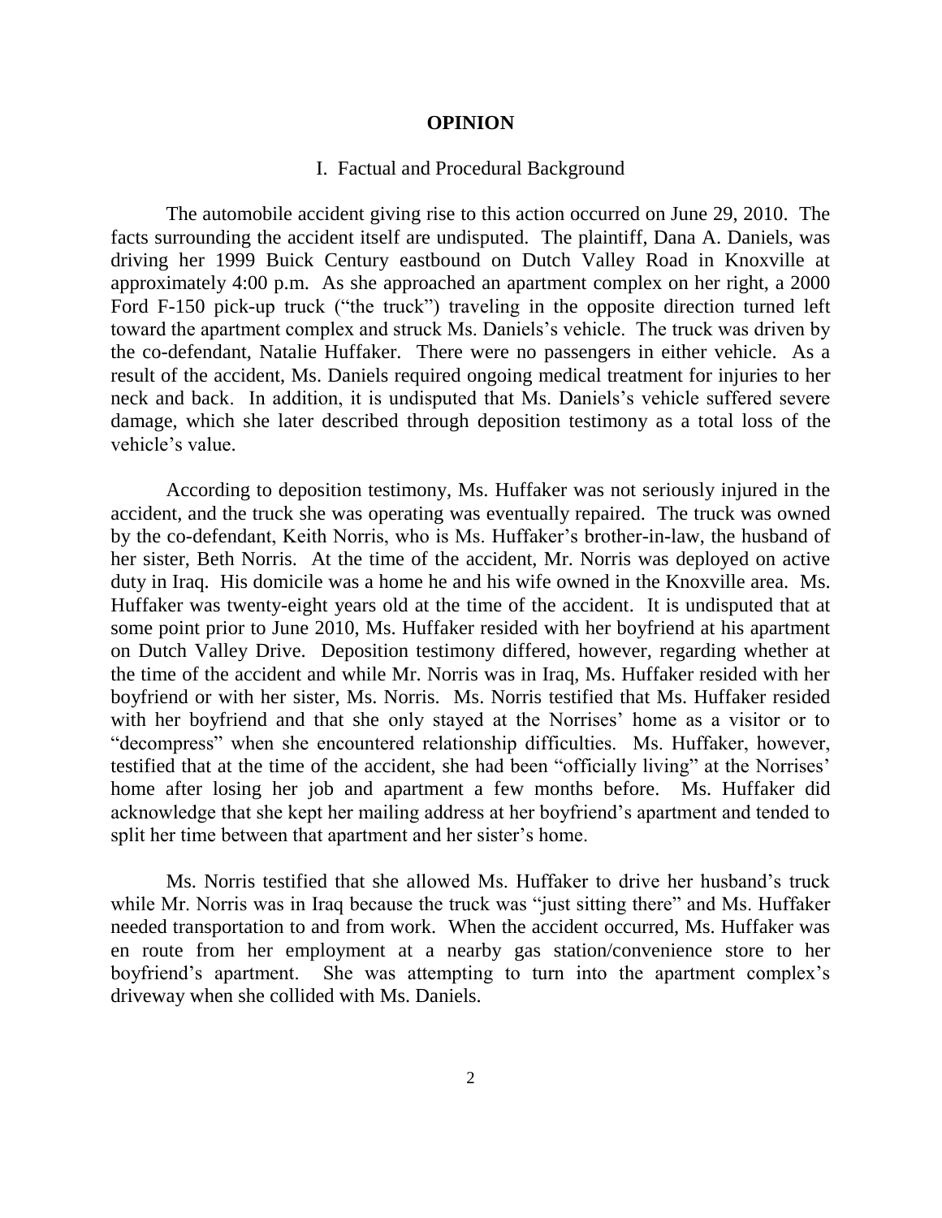## OPINION

### I. Factual and Procedural Background

The automobile accident giving rise to this action occurred on June 29, 2010. The facts surrounding the accident itself are undisputed. The plaintiff, Dana A. Daniels, was driving her 1999 Buick Century eastbound on Dutch Valley Road in Knoxville at approximately 4:00 p.m. As she approached an apartment complex on her right, a 2000 Ford F-150 pick-up truck ("the truck") traveling in the opposite direction turned left toward the apartment complex and struck Ms. Daniels's vehicle. The truck was driven by the co-defendant, Natalie Huffaker. There were no passengers in either vehicle. As a result of the accident, Ms. Daniels required ongoing medical treatment for injuries to her neck and back. In addition, it is undisputed that Ms. Daniels's vehicle suffered severe damage, which she later described through deposition testimony as a total loss of the vehicle's value.

According to deposition testimony, Ms. Huffaker was not seriously injured in the accident, and the truck she was operating was eventually repaired. The truck was owned by the co-defendant, Keith Norris, who is Ms. Huffaker's brother-in-law, the husband of her sister, Beth Norris. At the time of the accident, Mr. Norris was deployed on active duty in Iraq. His domicile was a home he and his wife owned in the Knoxville area. Ms. Huffaker was twenty-eight years old at the time of the accident. It is undisputed that at some point prior to June 2010, Ms. Huffaker resided with her boyfriend at his apartment on Dutch Valley Drive. Deposition testimony differed, however, regarding whether at the time of the accident and while Mr. Norris was in Iraq, Ms. Huffaker resided with her boyfriend or with her sister, Ms. Norris. Ms. Norris testified that Ms. Huffaker resided with her boyfriend and that she only stayed at the Norrises' home as a visitor or to "decompress" when she encountered relationship difficulties. Ms. Huffaker, however, testified that at the time of the accident, she had been "officially living" at the Norrises' home after losing her job and apartment a few months before. Ms. Huffaker did acknowledge that she kept her mailing address at her boyfriend's apartment and tended to split her time between that apartment and her sister's home.

Ms. Norris testified that she allowed Ms. Huffaker to drive her husband's truck while Mr. Norris was in Iraq because the truck was "just sitting there" and Ms. Huffaker needed transportation to and from work. When the accident occurred, Ms. Huffaker was en route from her employment at a nearby gas station/convenience store to her boyfriend's apartment. She was attempting to turn into the apartment complex's driveway when she collided with Ms. Daniels.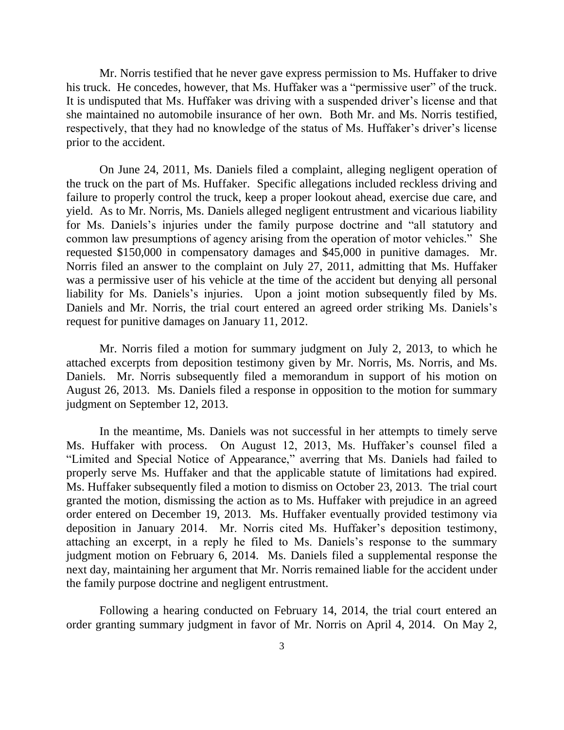Mr. Norris testified that he never gave express permission to Ms. Huffaker to drive his truck. He concedes, however, that Ms. Huffaker was a "permissive user" of the truck. It is undisputed that Ms. Huffaker was driving with a suspended driver's license and that she maintained no automobile insurance of her own. Both Mr. and Ms. Norris testified, respectively, that they had no knowledge of the status of Ms. Huffaker's driver's license prior to the accident.

On June 24, 2011, Ms. Daniels filed a complaint, alleging negligent operation of the truck on the part of Ms. Huffaker. Specific allegations included reckless driving and failure to properly control the truck, keep a proper lookout ahead, exercise due care, and yield. As to Mr. Norris, Ms. Daniels alleged negligent entrustment and vicarious liability for Ms. Daniels's injuries under the family purpose doctrine and "all statutory and common law presumptions of agency arising from the operation of motor vehicles." She requested $150,000 in compensatory damages and $45,000 in punitive damages. Mr. Norris filed an answer to the complaint on July 27, 2011, admitting that Ms. Huffaker was a permissive user of his vehicle at the time of the accident but denying all personal liability for Ms. Daniels's injuries. Upon a joint motion subsequently filed by Ms. Daniels and Mr. Norris, the trial court entered an agreed order striking Ms. Daniels's request for punitive damages on January 11, 2012.

Mr. Norris filed a motion for summary judgment on July 2, 2013, to which he attached excerpts from deposition testimony given by Mr. Norris, Ms. Norris, and Ms. Daniels. Mr. Norris subsequently filed a memorandum in support of his motion on August 26, 2013. Ms. Daniels filed a response in opposition to the motion for summary judgment on September 12, 2013.

In the meantime, Ms. Daniels was not successful in her attempts to timely serve Ms. Huffaker with process. On August 12, 2013, Ms. Huffaker's counsel filed a "Limited and Special Notice of Appearance," averring that Ms. Daniels had failed to properly serve Ms. Huffaker and that the applicable statute of limitations had expired. Ms. Huffaker subsequently filed a motion to dismiss on October 23, 2013. The trial court granted the motion, dismissing the action as to Ms. Huffaker with prejudice in an agreed order entered on December 19, 2013. Ms. Huffaker eventually provided testimony via deposition in January 2014. Mr. Norris cited Ms. Huffaker's deposition testimony, attaching an excerpt, in a reply he filed to Ms. Daniels's response to the summary judgment motion on February 6, 2014. Ms. Daniels filed a supplemental response the next day, maintaining her argument that Mr. Norris remained liable for the accident under the family purpose doctrine and negligent entrustment.

Following a hearing conducted on February 14, 2014, the trial court entered an order granting summary judgment in favor of Mr. Norris on April 4, 2014. On May 2,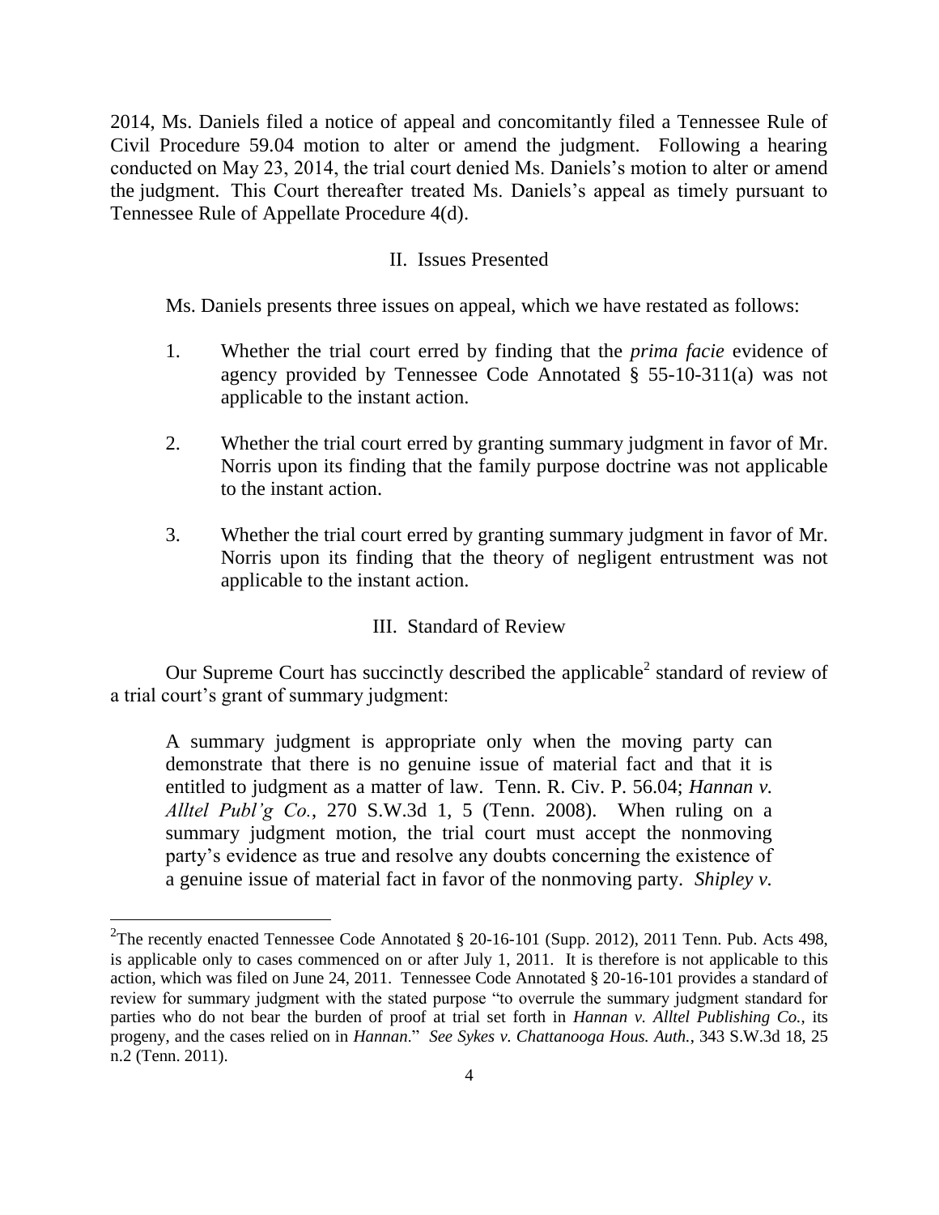2014, Ms. Daniels filed a notice of appeal and concomitantly filed a Tennessee Rule of Civil Procedure 59.04 motion to alter or amend the judgment. Following a hearing conducted on May 23, 2014, the trial court denied Ms. Daniels's motion to alter or amend the judgment. This Court thereafter treated Ms. Daniels's appeal as timely pursuant to Tennessee Rule of Appellate Procedure 4(d).

## II. Issues Presented

Ms. Daniels presents three issues on appeal, which we have restated as follows:

1. Whether the trial court erred by finding that the *prima facie* evidence of agency provided by Tennessee Code Annotated § 55-10-311(a) was not applicable to the instant action.

2. Whether the trial court erred by granting summary judgment in favor of Mr. Norris upon its finding that the family purpose doctrine was not applicable to the instant action.

3. Whether the trial court erred by granting summary judgment in favor of Mr. Norris upon its finding that the theory of negligent entrustment was not applicable to the instant action.

## III. Standard of Review

Our Supreme Court has succinctly described the applicable[2] standard of review of a trial court's grant of summary judgment:

> A summary judgment is appropriate only when the moving party can demonstrate that there is no genuine issue of material fact and that it is entitled to judgment as a matter of law. Tenn. R. Civ. P. 56.04; *Hannan v. Alltel Publ'g Co.*, 270 S.W.3d 1, 5 (Tenn. 2008). When ruling on a summary judgment motion, the trial court must accept the nonmoving party's evidence as true and resolve any doubts concerning the existence of a genuine issue of material fact in favor of the nonmoving party. *Shipley v.*

---

[2] The recently enacted Tennessee Code Annotated § 20-16-101 (Supp. 2012), 2011 Tenn. Pub. Acts 498, is applicable only to cases commenced on or after July 1, 2011. It is therefore is not applicable to this action, which was filed on June 24, 2011. Tennessee Code Annotated § 20-16-101 provides a standard of review for summary judgment with the stated purpose "to overrule the summary judgment standard for parties who do not bear the burden of proof at trial set forth in *Hannan v. Alltel Publishing Co.*, its progeny, and the cases relied on in *Hannan*." *See Sykes v. Chattanooga Hous. Auth.*, 343 S.W.3d 18, 25 n.2 (Tenn. 2011).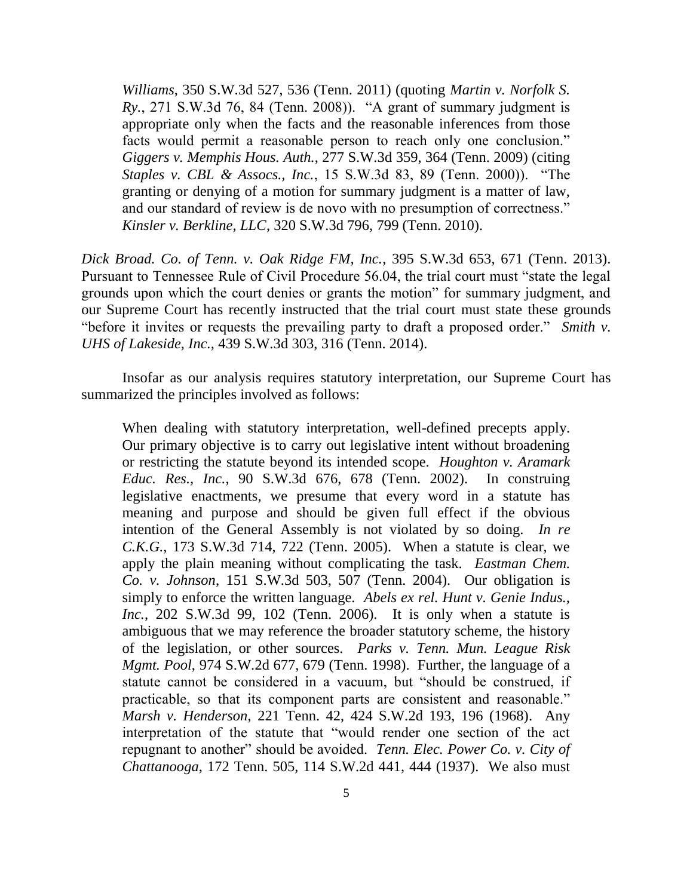> *Williams*, 350 S.W.3d 527, 536 (Tenn. 2011) (quoting *Martin v. Norfolk S. Ry.*, 271 S.W.3d 76, 84 (Tenn. 2008)). "A grant of summary judgment is appropriate only when the facts and the reasonable inferences from those facts would permit a reasonable person to reach only one conclusion." *Giggers v. Memphis Hous. Auth.*, 277 S.W.3d 359, 364 (Tenn. 2009) (citing *Staples v. CBL & Assocs., Inc.*, 15 S.W.3d 83, 89 (Tenn. 2000)). "The granting or denying of a motion for summary judgment is a matter of law, and our standard of review is de novo with no presumption of correctness." *Kinsler v. Berkline, LLC*, 320 S.W.3d 796, 799 (Tenn. 2010).

*Dick Broad. Co. of Tenn. v. Oak Ridge FM, Inc.*, 395 S.W.3d 653, 671 (Tenn. 2013). Pursuant to Tennessee Rule of Civil Procedure 56.04, the trial court must "state the legal grounds upon which the court denies or grants the motion" for summary judgment, and our Supreme Court has recently instructed that the trial court must state these grounds "before it invites or requests the prevailing party to draft a proposed order." *Smith v. UHS of Lakeside, Inc.*, 439 S.W.3d 303, 316 (Tenn. 2014).

Insofar as our analysis requires statutory interpretation, our Supreme Court has summarized the principles involved as follows:

> When dealing with statutory interpretation, well-defined precepts apply. Our primary objective is to carry out legislative intent without broadening or restricting the statute beyond its intended scope. *Houghton v. Aramark Educ. Res., Inc.*, 90 S.W.3d 676, 678 (Tenn. 2002). In construing legislative enactments, we presume that every word in a statute has meaning and purpose and should be given full effect if the obvious intention of the General Assembly is not violated by so doing. *In re C.K.G.*, 173 S.W.3d 714, 722 (Tenn. 2005). When a statute is clear, we apply the plain meaning without complicating the task. *Eastman Chem. Co. v. Johnson*, 151 S.W.3d 503, 507 (Tenn. 2004). Our obligation is simply to enforce the written language. *Abels ex rel. Hunt v. Genie Indus., Inc.*, 202 S.W.3d 99, 102 (Tenn. 2006). It is only when a statute is ambiguous that we may reference the broader statutory scheme, the history of the legislation, or other sources. *Parks v. Tenn. Mun. League Risk Mgmt. Pool*, 974 S.W.2d 677, 679 (Tenn. 1998). Further, the language of a statute cannot be considered in a vacuum, but "should be construed, if practicable, so that its component parts are consistent and reasonable." *Marsh v. Henderson*, 221 Tenn. 42, 424 S.W.2d 193, 196 (1968). Any interpretation of the statute that "would render one section of the act repugnant to another" should be avoided. *Tenn. Elec. Power Co. v. City of Chattanooga*, 172 Tenn. 505, 114 S.W.2d 441, 444 (1937). We also must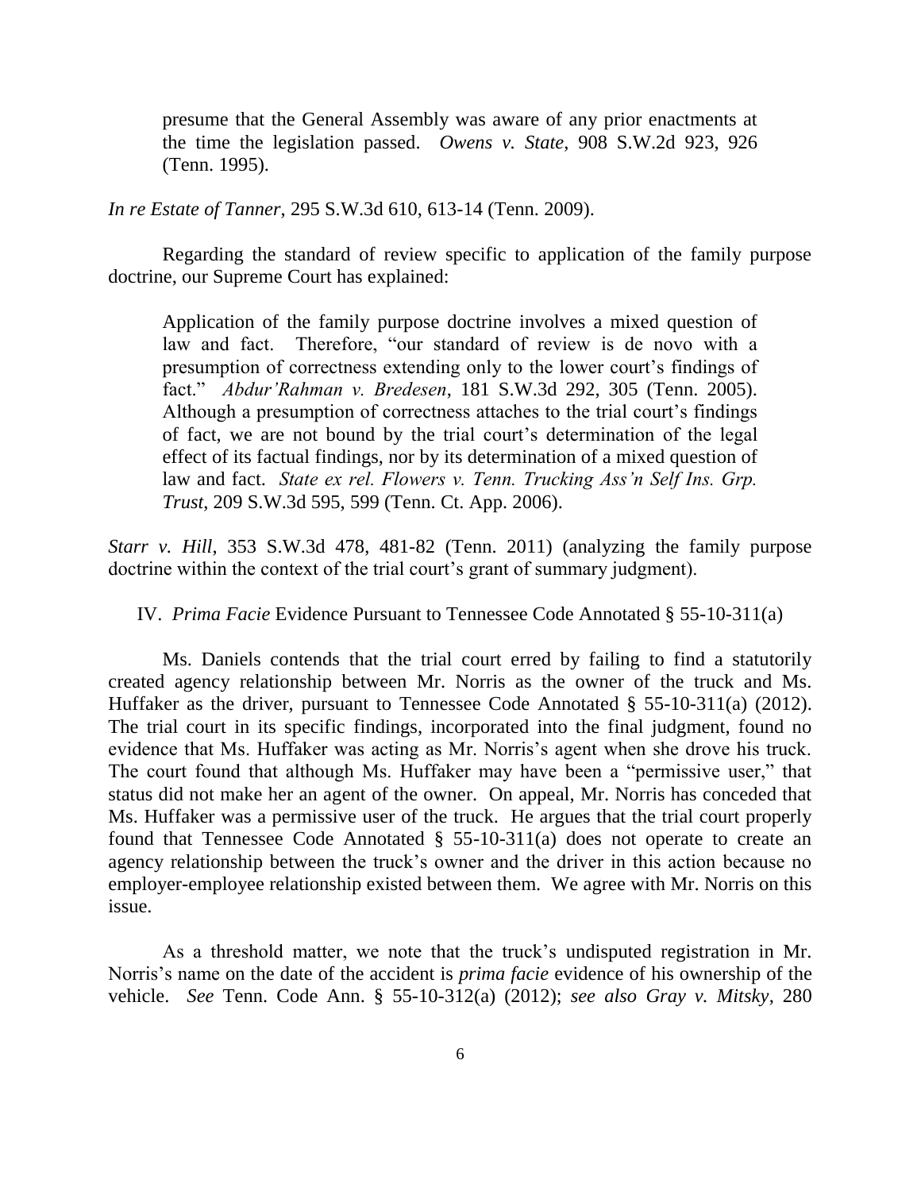> presume that the General Assembly was aware of any prior enactments at the time the legislation passed. *Owens v. State*, 908 S.W.2d 923, 926 (Tenn. 1995).

*In re Estate of Tanner*, 295 S.W.3d 610, 613-14 (Tenn. 2009).

Regarding the standard of review specific to application of the family purpose doctrine, our Supreme Court has explained:

> Application of the family purpose doctrine involves a mixed question of law and fact. Therefore, "our standard of review is de novo with a presumption of correctness extending only to the lower court's findings of fact." *Abdur'Rahman v. Bredesen*, 181 S.W.3d 292, 305 (Tenn. 2005). Although a presumption of correctness attaches to the trial court's findings of fact, we are not bound by the trial court's determination of the legal effect of its factual findings, nor by its determination of a mixed question of law and fact. *State ex rel. Flowers v. Tenn. Trucking Ass'n Self Ins. Grp. Trust*, 209 S.W.3d 595, 599 (Tenn. Ct. App. 2006).

*Starr v. Hill*, 353 S.W.3d 478, 481-82 (Tenn. 2011) (analyzing the family purpose doctrine within the context of the trial court's grant of summary judgment).

## IV. *Prima Facie* Evidence Pursuant to Tennessee Code Annotated § 55-10-311(a)

Ms. Daniels contends that the trial court erred by failing to find a statutorily created agency relationship between Mr. Norris as the owner of the truck and Ms. Huffaker as the driver, pursuant to Tennessee Code Annotated § 55-10-311(a) (2012). The trial court in its specific findings, incorporated into the final judgment, found no evidence that Ms. Huffaker was acting as Mr. Norris's agent when she drove his truck. The court found that although Ms. Huffaker may have been a "permissive user," that status did not make her an agent of the owner. On appeal, Mr. Norris has conceded that Ms. Huffaker was a permissive user of the truck. He argues that the trial court properly found that Tennessee Code Annotated § 55-10-311(a) does not operate to create an agency relationship between the truck's owner and the driver in this action because no employer-employee relationship existed between them. We agree with Mr. Norris on this issue.

As a threshold matter, we note that the truck's undisputed registration in Mr. Norris's name on the date of the accident is *prima facie* evidence of his ownership of the vehicle. *See* Tenn. Code Ann. § 55-10-312(a) (2012); *see also Gray v. Mitsky*, 280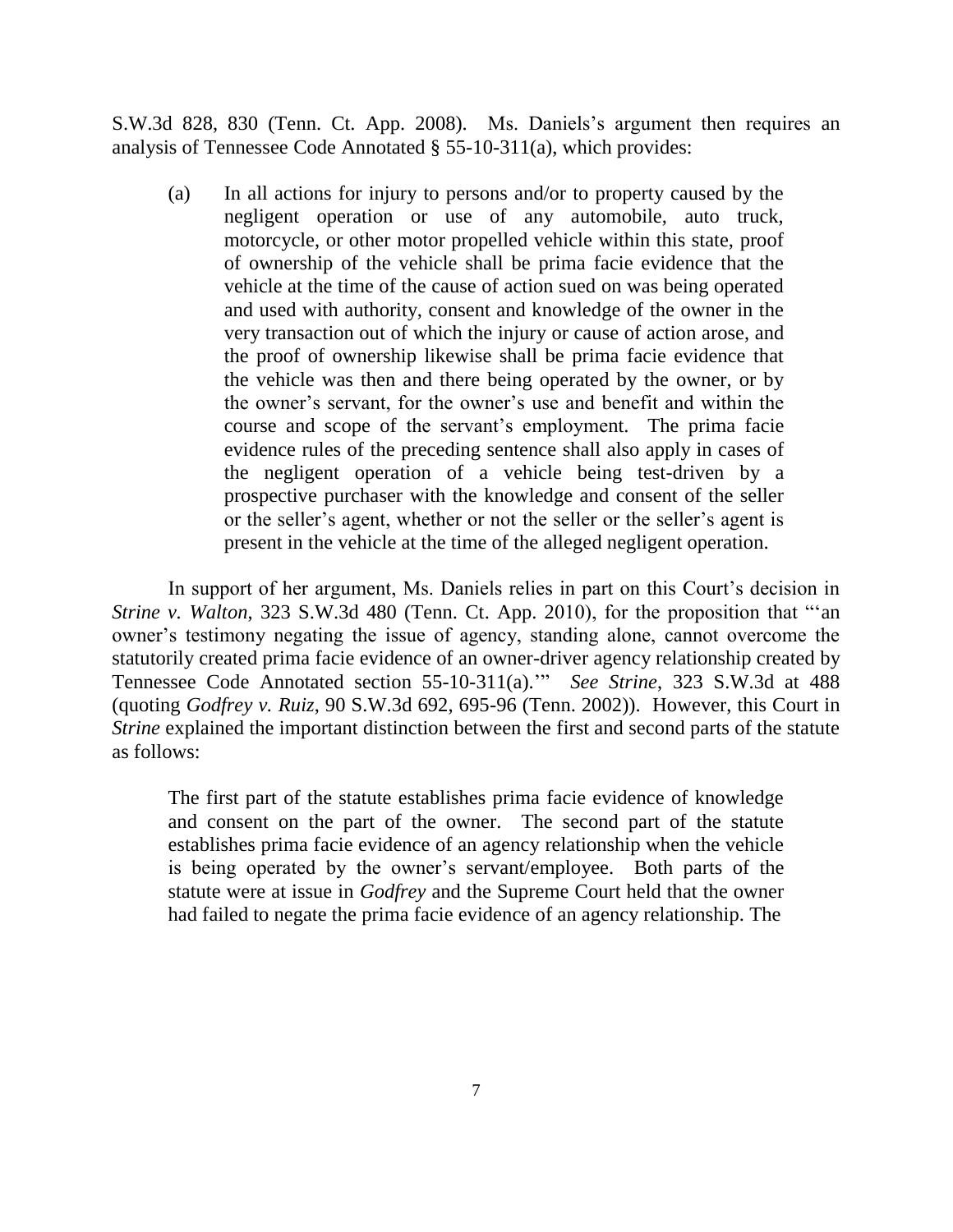S.W.3d 828, 830 (Tenn. Ct. App. 2008). Ms. Daniels's argument then requires an analysis of Tennessee Code Annotated § 55-10-311(a), which provides:

> (a) In all actions for injury to persons and/or to property caused by the negligent operation or use of any automobile, auto truck, motorcycle, or other motor propelled vehicle within this state, proof of ownership of the vehicle shall be prima facie evidence that the vehicle at the time of the cause of action sued on was being operated and used with authority, consent and knowledge of the owner in the very transaction out of which the injury or cause of action arose, and the proof of ownership likewise shall be prima facie evidence that the vehicle was then and there being operated by the owner, or by the owner's servant, for the owner's use and benefit and within the course and scope of the servant's employment. The prima facie evidence rules of the preceding sentence shall also apply in cases of the negligent operation of a vehicle being test-driven by a prospective purchaser with the knowledge and consent of the seller or the seller's agent, whether or not the seller or the seller's agent is present in the vehicle at the time of the alleged negligent operation.

In support of her argument, Ms. Daniels relies in part on this Court's decision in *Strine v. Walton*, 323 S.W.3d 480 (Tenn. Ct. App. 2010), for the proposition that "'an owner's testimony negating the issue of agency, standing alone, cannot overcome the statutorily created prima facie evidence of an owner-driver agency relationship created by Tennessee Code Annotated section 55-10-311(a).'" *See Strine*, 323 S.W.3d at 488 (quoting *Godfrey v. Ruiz*, 90 S.W.3d 692, 695-96 (Tenn. 2002)). However, this Court in *Strine* explained the important distinction between the first and second parts of the statute as follows:

> The first part of the statute establishes prima facie evidence of knowledge and consent on the part of the owner. The second part of the statute establishes prima facie evidence of an agency relationship when the vehicle is being operated by the owner's servant/employee. Both parts of the statute were at issue in *Godfrey* and the Supreme Court held that the owner had failed to negate the prima facie evidence of an agency relationship. The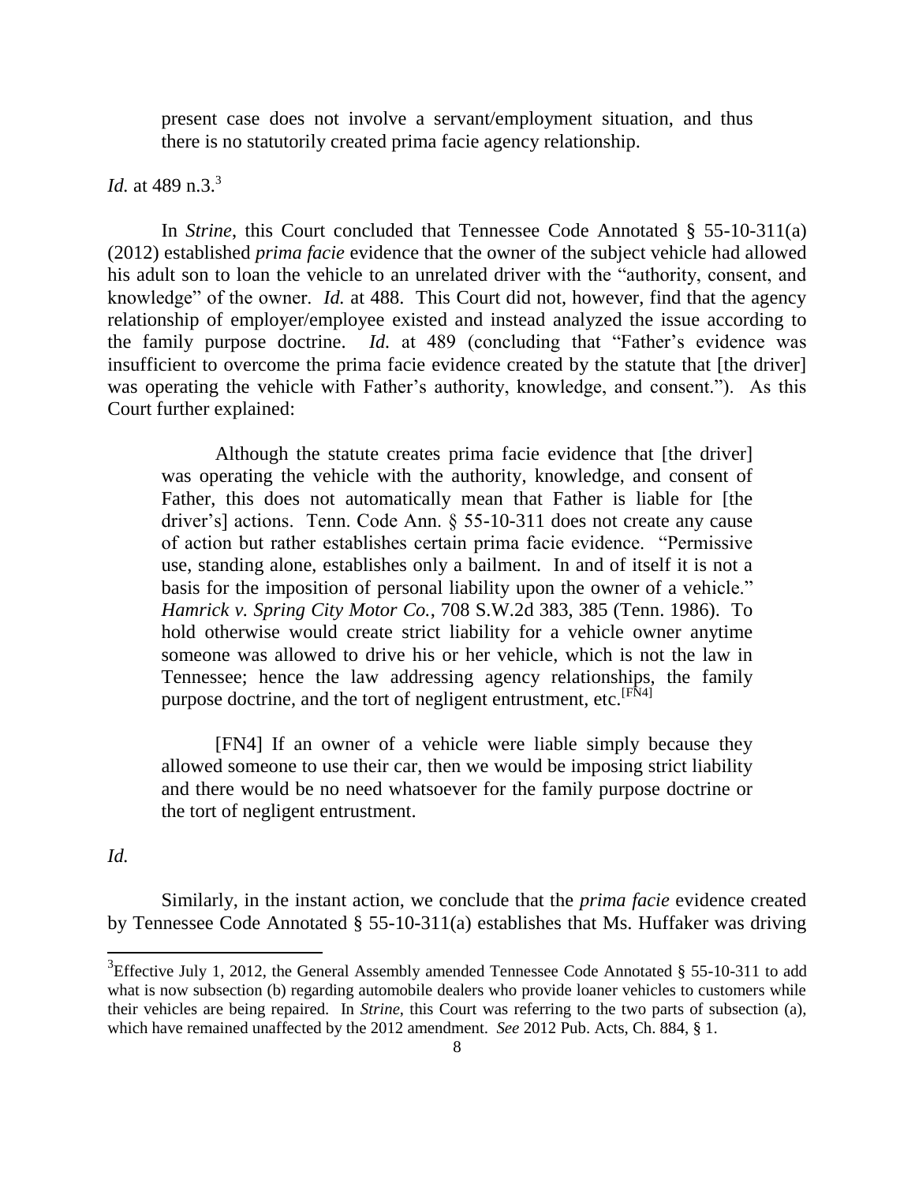present case does not involve a servant/employment situation, and thus there is no statutorily created prima facie agency relationship.

*Id.* at 489 n.3.[3]

In *Strine*, this Court concluded that Tennessee Code Annotated § 55-10-311(a) (2012) established *prima facie* evidence that the owner of the subject vehicle had allowed his adult son to loan the vehicle to an unrelated driver with the "authority, consent, and knowledge" of the owner. *Id.* at 488. This Court did not, however, find that the agency relationship of employer/employee existed and instead analyzed the issue according to the family purpose doctrine. *Id.* at 489 (concluding that "Father's evidence was insufficient to overcome the prima facie evidence created by the statute that [the driver] was operating the vehicle with Father's authority, knowledge, and consent."). As this Court further explained:

> Although the statute creates prima facie evidence that [the driver] was operating the vehicle with the authority, knowledge, and consent of Father, this does not automatically mean that Father is liable for [the driver's] actions. Tenn. Code Ann. § 55-10-311 does not create any cause of action but rather establishes certain prima facie evidence. "Permissive use, standing alone, establishes only a bailment. In and of itself it is not a basis for the imposition of personal liability upon the owner of a vehicle." *Hamrick v. Spring City Motor Co.*, 708 S.W.2d 383, 385 (Tenn. 1986). To hold otherwise would create strict liability for a vehicle owner anytime someone was allowed to drive his or her vehicle, which is not the law in Tennessee; hence the law addressing agency relationships, the family purpose doctrine, and the tort of negligent entrustment, etc.[FN4]
>
> [FN4] If an owner of a vehicle were liable simply because they allowed someone to use their car, then we would be imposing strict liability and there would be no need whatsoever for the family purpose doctrine or the tort of negligent entrustment.

*Id.*

Similarly, in the instant action, we conclude that the *prima facie* evidence created by Tennessee Code Annotated § 55-10-311(a) establishes that Ms. Huffaker was driving

---

[3] Effective July 1, 2012, the General Assembly amended Tennessee Code Annotated § 55-10-311 to add what is now subsection (b) regarding automobile dealers who provide loaner vehicles to customers while their vehicles are being repaired. In *Strine*, this Court was referring to the two parts of subsection (a), which have remained unaffected by the 2012 amendment. *See* 2012 Pub. Acts, Ch. 884, § 1.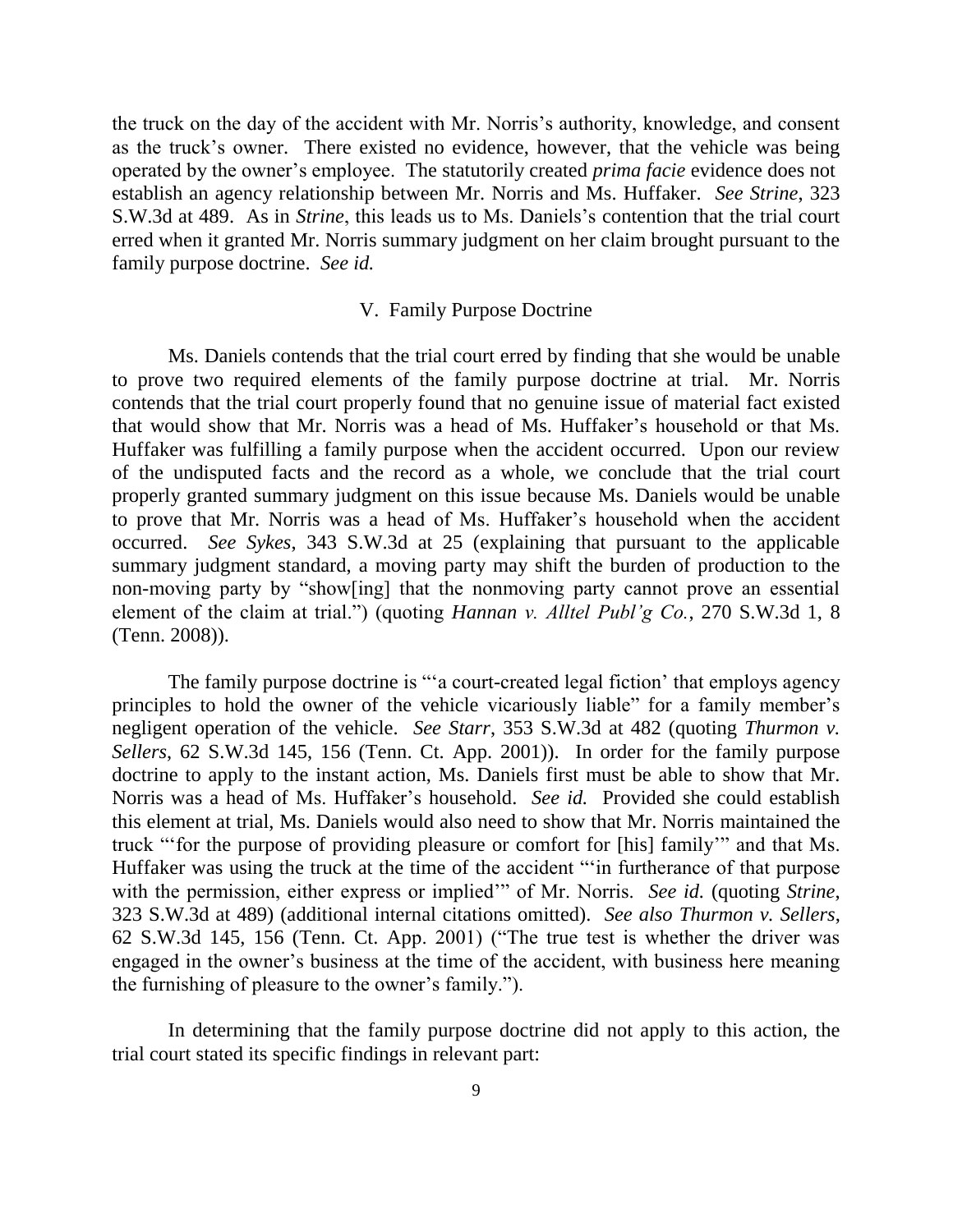the truck on the day of the accident with Mr. Norris's authority, knowledge, and consent as the truck's owner. There existed no evidence, however, that the vehicle was being operated by the owner's employee. The statutorily created *prima facie* evidence does not establish an agency relationship between Mr. Norris and Ms. Huffaker. *See Strine*, 323 S.W.3d at 489. As in *Strine*, this leads us to Ms. Daniels's contention that the trial court erred when it granted Mr. Norris summary judgment on her claim brought pursuant to the family purpose doctrine. *See id.*

## V. Family Purpose Doctrine

Ms. Daniels contends that the trial court erred by finding that she would be unable to prove two required elements of the family purpose doctrine at trial. Mr. Norris contends that the trial court properly found that no genuine issue of material fact existed that would show that Mr. Norris was a head of Ms. Huffaker's household or that Ms. Huffaker was fulfilling a family purpose when the accident occurred. Upon our review of the undisputed facts and the record as a whole, we conclude that the trial court properly granted summary judgment on this issue because Ms. Daniels would be unable to prove that Mr. Norris was a head of Ms. Huffaker's household when the accident occurred. *See Sykes*, 343 S.W.3d at 25 (explaining that pursuant to the applicable summary judgment standard, a moving party may shift the burden of production to the non-moving party by "show[ing] that the nonmoving party cannot prove an essential element of the claim at trial.") (quoting *Hannan v. Alltel Publ'g Co.*, 270 S.W.3d 1, 8 (Tenn. 2008)).

The family purpose doctrine is "'a court-created legal fiction' that employs agency principles to hold the owner of the vehicle vicariously liable" for a family member's negligent operation of the vehicle. *See Starr*, 353 S.W.3d at 482 (quoting *Thurmon v. Sellers*, 62 S.W.3d 145, 156 (Tenn. Ct. App. 2001)). In order for the family purpose doctrine to apply to the instant action, Ms. Daniels first must be able to show that Mr. Norris was a head of Ms. Huffaker's household. *See id.* Provided she could establish this element at trial, Ms. Daniels would also need to show that Mr. Norris maintained the truck "'for the purpose of providing pleasure or comfort for [his] family'" and that Ms. Huffaker was using the truck at the time of the accident "'in furtherance of that purpose with the permission, either express or implied'" of Mr. Norris. *See id.* (quoting *Strine*, 323 S.W.3d at 489) (additional internal citations omitted). *See also Thurmon v. Sellers*, 62 S.W.3d 145, 156 (Tenn. Ct. App. 2001) ("The true test is whether the driver was engaged in the owner's business at the time of the accident, with business here meaning the furnishing of pleasure to the owner's family.").

In determining that the family purpose doctrine did not apply to this action, the trial court stated its specific findings in relevant part: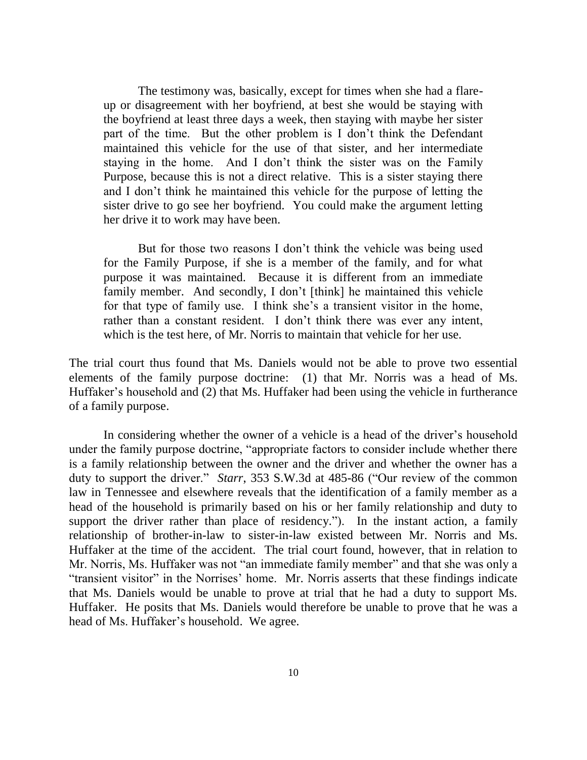> The testimony was, basically, except for times when she had a flare-up or disagreement with her boyfriend, at best she would be staying with the boyfriend at least three days a week, then staying with maybe her sister part of the time. But the other problem is I don't think the Defendant maintained this vehicle for the use of that sister, and her intermediate staying in the home. And I don't think the sister was on the Family Purpose, because this is not a direct relative. This is a sister staying there and I don't think he maintained this vehicle for the purpose of letting the sister drive to go see her boyfriend. You could make the argument letting her drive it to work may have been.
>
> But for those two reasons I don't think the vehicle was being used for the Family Purpose, if she is a member of the family, and for what purpose it was maintained. Because it is different from an immediate family member. And secondly, I don't [think] he maintained this vehicle for that type of family use. I think she's a transient visitor in the home, rather than a constant resident. I don't think there was ever any intent, which is the test here, of Mr. Norris to maintain that vehicle for her use.

The trial court thus found that Ms. Daniels would not be able to prove two essential elements of the family purpose doctrine: (1) that Mr. Norris was a head of Ms. Huffaker's household and (2) that Ms. Huffaker had been using the vehicle in furtherance of a family purpose.

In considering whether the owner of a vehicle is a head of the driver's household under the family purpose doctrine, "appropriate factors to consider include whether there is a family relationship between the owner and the driver and whether the owner has a duty to support the driver." *Starr*, 353 S.W.3d at 485-86 ("Our review of the common law in Tennessee and elsewhere reveals that the identification of a family member as a head of the household is primarily based on his or her family relationship and duty to support the driver rather than place of residency."). In the instant action, a family relationship of brother-in-law to sister-in-law existed between Mr. Norris and Ms. Huffaker at the time of the accident. The trial court found, however, that in relation to Mr. Norris, Ms. Huffaker was not "an immediate family member" and that she was only a "transient visitor" in the Norrises' home. Mr. Norris asserts that these findings indicate that Ms. Daniels would be unable to prove at trial that he had a duty to support Ms. Huffaker. He posits that Ms. Daniels would therefore be unable to prove that he was a head of Ms. Huffaker's household. We agree.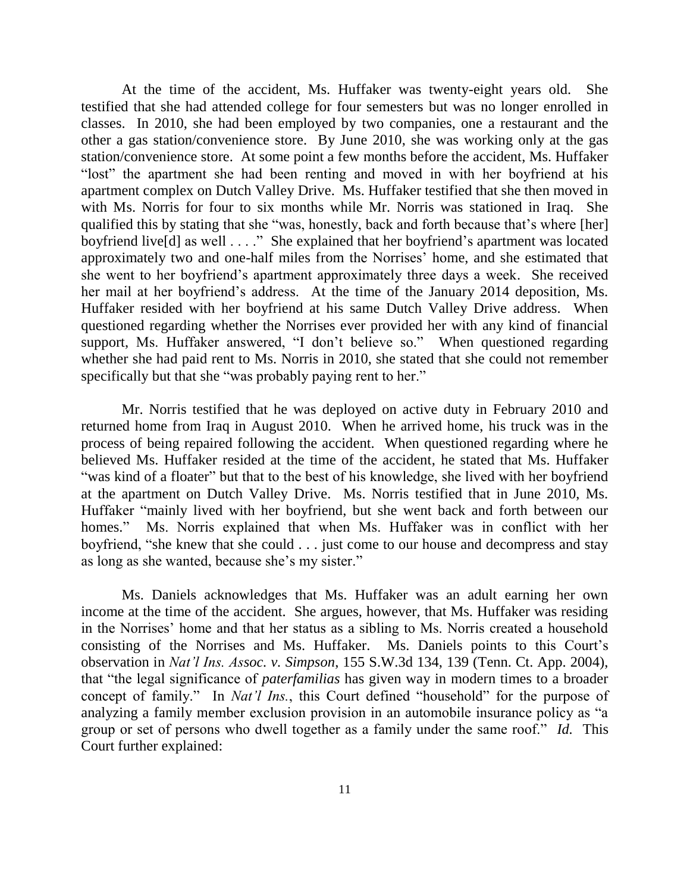At the time of the accident, Ms. Huffaker was twenty-eight years old. She testified that she had attended college for four semesters but was no longer enrolled in classes. In 2010, she had been employed by two companies, one a restaurant and the other a gas station/convenience store. By June 2010, she was working only at the gas station/convenience store. At some point a few months before the accident, Ms. Huffaker "lost" the apartment she had been renting and moved in with her boyfriend at his apartment complex on Dutch Valley Drive. Ms. Huffaker testified that she then moved in with Ms. Norris for four to six months while Mr. Norris was stationed in Iraq. She qualified this by stating that she "was, honestly, back and forth because that's where [her] boyfriend live[d] as well . . . ." She explained that her boyfriend's apartment was located approximately two and one-half miles from the Norrises' home, and she estimated that she went to her boyfriend's apartment approximately three days a week. She received her mail at her boyfriend's address. At the time of the January 2014 deposition, Ms. Huffaker resided with her boyfriend at his same Dutch Valley Drive address. When questioned regarding whether the Norrises ever provided her with any kind of financial support, Ms. Huffaker answered, "I don't believe so." When questioned regarding whether she had paid rent to Ms. Norris in 2010, she stated that she could not remember specifically but that she "was probably paying rent to her."

Mr. Norris testified that he was deployed on active duty in February 2010 and returned home from Iraq in August 2010. When he arrived home, his truck was in the process of being repaired following the accident. When questioned regarding where he believed Ms. Huffaker resided at the time of the accident, he stated that Ms. Huffaker "was kind of a floater" but that to the best of his knowledge, she lived with her boyfriend at the apartment on Dutch Valley Drive. Ms. Norris testified that in June 2010, Ms. Huffaker "mainly lived with her boyfriend, but she went back and forth between our homes." Ms. Norris explained that when Ms. Huffaker was in conflict with her boyfriend, "she knew that she could . . . just come to our house and decompress and stay as long as she wanted, because she's my sister."

Ms. Daniels acknowledges that Ms. Huffaker was an adult earning her own income at the time of the accident. She argues, however, that Ms. Huffaker was residing in the Norrises' home and that her status as a sibling to Ms. Norris created a household consisting of the Norrises and Ms. Huffaker. Ms. Daniels points to this Court's observation in *Nat'l Ins. Assoc. v. Simpson*, 155 S.W.3d 134, 139 (Tenn. Ct. App. 2004), that "the legal significance of *paterfamilias* has given way in modern times to a broader concept of family." In *Nat'l Ins.*, this Court defined "household" for the purpose of analyzing a family member exclusion provision in an automobile insurance policy as "a group or set of persons who dwell together as a family under the same roof." *Id.* This Court further explained: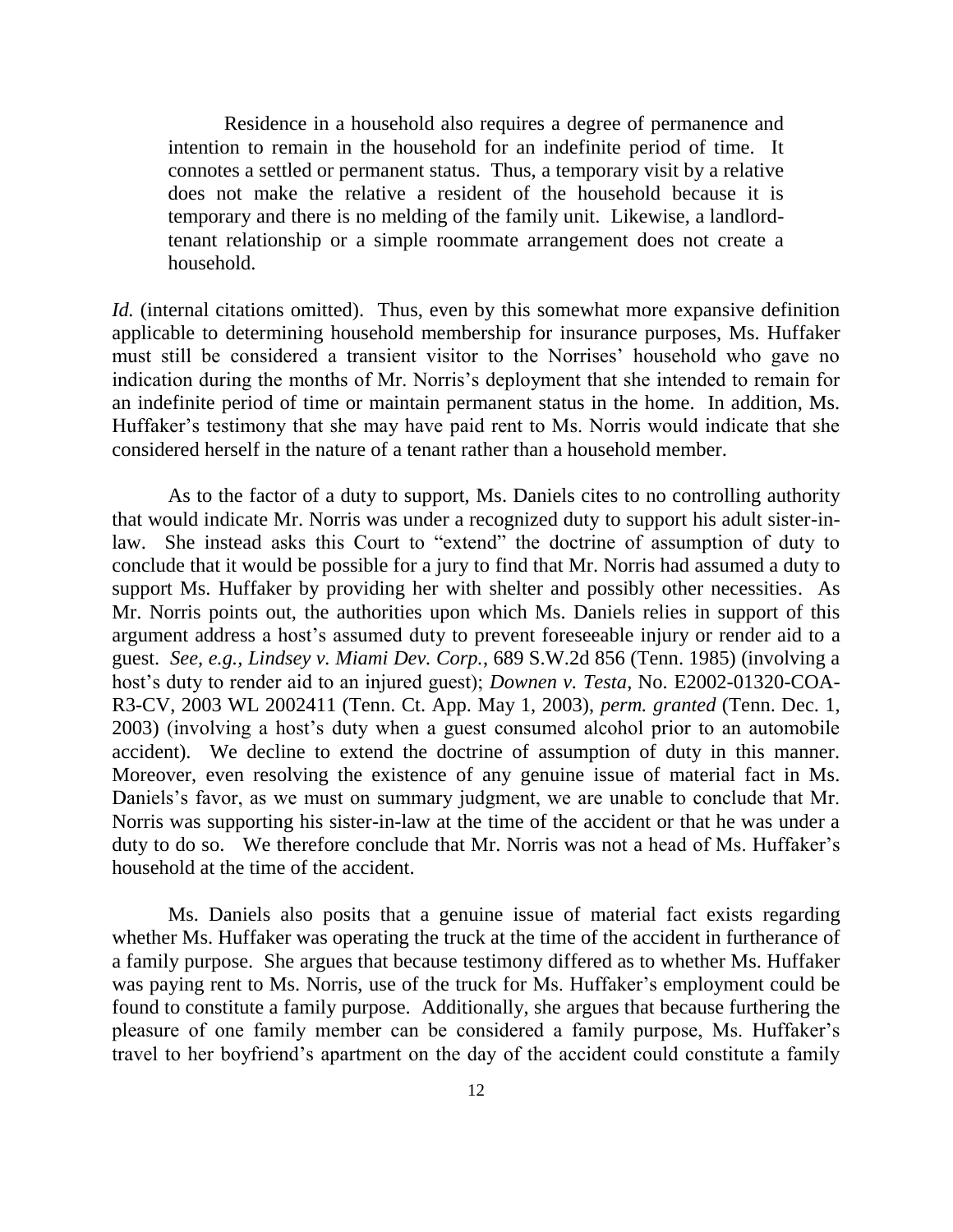> Residence in a household also requires a degree of permanence and intention to remain in the household for an indefinite period of time. It connotes a settled or permanent status. Thus, a temporary visit by a relative does not make the relative a resident of the household because it is temporary and there is no melding of the family unit. Likewise, a landlord-tenant relationship or a simple roommate arrangement does not create a household.

*Id.* (internal citations omitted). Thus, even by this somewhat more expansive definition applicable to determining household membership for insurance purposes, Ms. Huffaker must still be considered a transient visitor to the Norrises' household who gave no indication during the months of Mr. Norris's deployment that she intended to remain for an indefinite period of time or maintain permanent status in the home. In addition, Ms. Huffaker's testimony that she may have paid rent to Ms. Norris would indicate that she considered herself in the nature of a tenant rather than a household member.

As to the factor of a duty to support, Ms. Daniels cites to no controlling authority that would indicate Mr. Norris was under a recognized duty to support his adult sister-in-law. She instead asks this Court to "extend" the doctrine of assumption of duty to conclude that it would be possible for a jury to find that Mr. Norris had assumed a duty to support Ms. Huffaker by providing her with shelter and possibly other necessities. As Mr. Norris points out, the authorities upon which Ms. Daniels relies in support of this argument address a host's assumed duty to prevent foreseeable injury or render aid to a guest. *See, e.g.*, *Lindsey v. Miami Dev. Corp.*, 689 S.W.2d 856 (Tenn. 1985) (involving a host's duty to render aid to an injured guest); *Downen v. Testa*, No. E2002-01320-COA-R3-CV, 2003 WL 2002411 (Tenn. Ct. App. May 1, 2003), *perm. granted* (Tenn. Dec. 1, 2003) (involving a host's duty when a guest consumed alcohol prior to an automobile accident). We decline to extend the doctrine of assumption of duty in this manner. Moreover, even resolving the existence of any genuine issue of material fact in Ms. Daniels's favor, as we must on summary judgment, we are unable to conclude that Mr. Norris was supporting his sister-in-law at the time of the accident or that he was under a duty to do so. We therefore conclude that Mr. Norris was not a head of Ms. Huffaker's household at the time of the accident.

Ms. Daniels also posits that a genuine issue of material fact exists regarding whether Ms. Huffaker was operating the truck at the time of the accident in furtherance of a family purpose. She argues that because testimony differed as to whether Ms. Huffaker was paying rent to Ms. Norris, use of the truck for Ms. Huffaker's employment could be found to constitute a family purpose. Additionally, she argues that because furthering the pleasure of one family member can be considered a family purpose, Ms. Huffaker's travel to her boyfriend's apartment on the day of the accident could constitute a family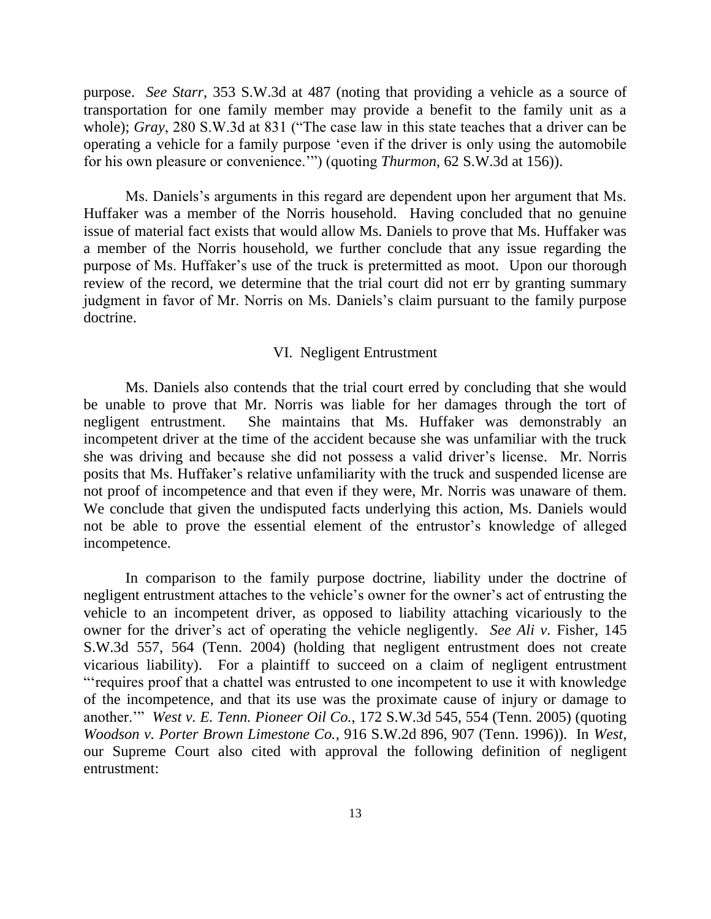purpose. *See Starr*, 353 S.W.3d at 487 (noting that providing a vehicle as a source of transportation for one family member may provide a benefit to the family unit as a whole); *Gray*, 280 S.W.3d at 831 ("The case law in this state teaches that a driver can be operating a vehicle for a family purpose 'even if the driver is only using the automobile for his own pleasure or convenience.'") (quoting *Thurmon*, 62 S.W.3d at 156)).

Ms. Daniels's arguments in this regard are dependent upon her argument that Ms. Huffaker was a member of the Norris household. Having concluded that no genuine issue of material fact exists that would allow Ms. Daniels to prove that Ms. Huffaker was a member of the Norris household, we further conclude that any issue regarding the purpose of Ms. Huffaker's use of the truck is pretermitted as moot. Upon our thorough review of the record, we determine that the trial court did not err by granting summary judgment in favor of Mr. Norris on Ms. Daniels's claim pursuant to the family purpose doctrine.

## VI. Negligent Entrustment

Ms. Daniels also contends that the trial court erred by concluding that she would be unable to prove that Mr. Norris was liable for her damages through the tort of negligent entrustment. She maintains that Ms. Huffaker was demonstrably an incompetent driver at the time of the accident because she was unfamiliar with the truck she was driving and because she did not possess a valid driver's license. Mr. Norris posits that Ms. Huffaker's relative unfamiliarity with the truck and suspended license are not proof of incompetence and that even if they were, Mr. Norris was unaware of them. We conclude that given the undisputed facts underlying this action, Ms. Daniels would not be able to prove the essential element of the entrustor's knowledge of alleged incompetence.

In comparison to the family purpose doctrine, liability under the doctrine of negligent entrustment attaches to the vehicle's owner for the owner's act of entrusting the vehicle to an incompetent driver, as opposed to liability attaching vicariously to the owner for the driver's act of operating the vehicle negligently. *See Ali v.* Fisher, 145 S.W.3d 557, 564 (Tenn. 2004) (holding that negligent entrustment does not create vicarious liability). For a plaintiff to succeed on a claim of negligent entrustment "'requires proof that a chattel was entrusted to one incompetent to use it with knowledge of the incompetence, and that its use was the proximate cause of injury or damage to another.'" *West v. E. Tenn. Pioneer Oil Co.*, 172 S.W.3d 545, 554 (Tenn. 2005) (quoting *Woodson v. Porter Brown Limestone Co.*, 916 S.W.2d 896, 907 (Tenn. 1996)). In *West*, our Supreme Court also cited with approval the following definition of negligent entrustment: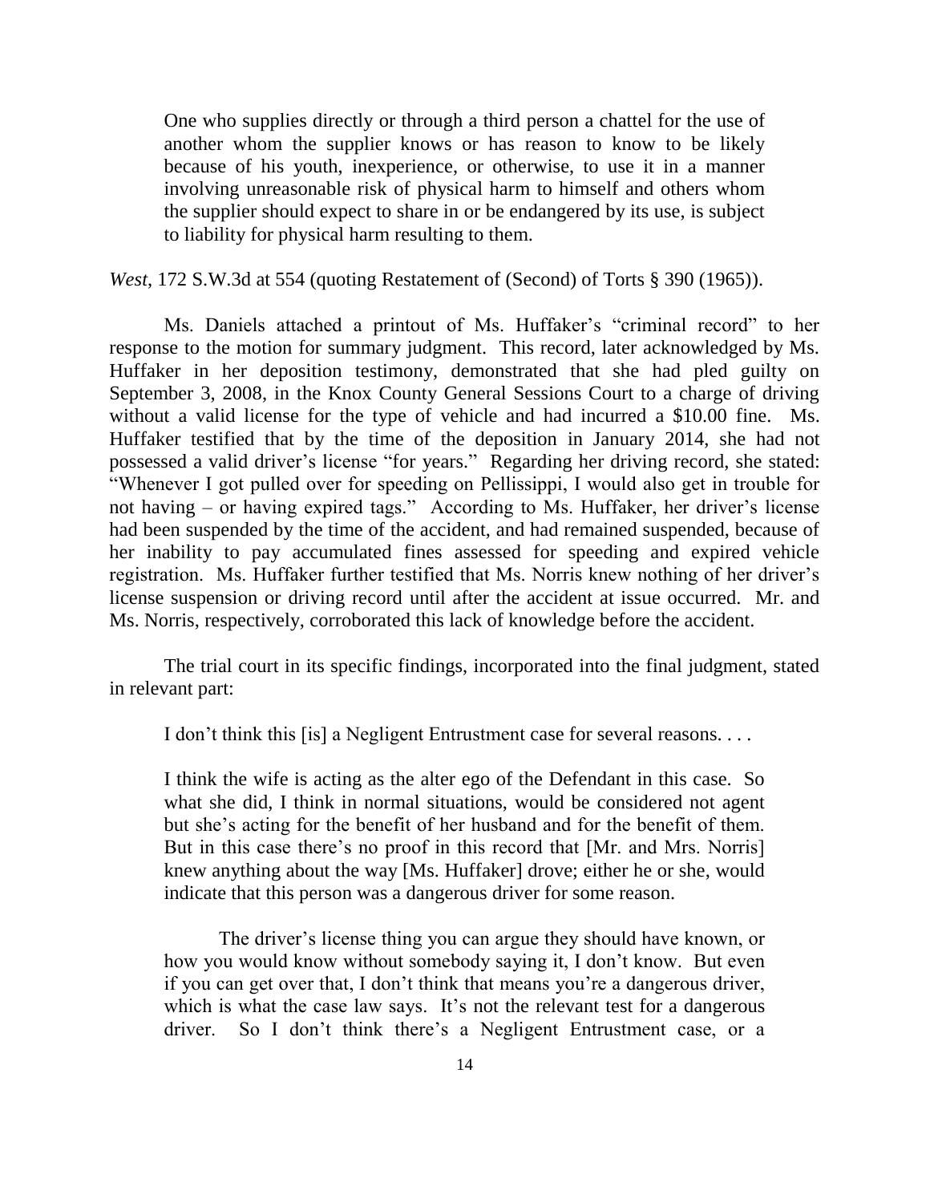> One who supplies directly or through a third person a chattel for the use of another whom the supplier knows or has reason to know to be likely because of his youth, inexperience, or otherwise, to use it in a manner involving unreasonable risk of physical harm to himself and others whom the supplier should expect to share in or be endangered by its use, is subject to liability for physical harm resulting to them.

*West*, 172 S.W.3d at 554 (quoting Restatement of (Second) of Torts § 390 (1965)).

Ms. Daniels attached a printout of Ms. Huffaker's "criminal record" to her response to the motion for summary judgment. This record, later acknowledged by Ms. Huffaker in her deposition testimony, demonstrated that she had pled guilty on September 3, 2008, in the Knox County General Sessions Court to a charge of driving without a valid license for the type of vehicle and had incurred a $10.00 fine. Ms. Huffaker testified that by the time of the deposition in January 2014, she had not possessed a valid driver's license "for years." Regarding her driving record, she stated: "Whenever I got pulled over for speeding on Pellissippi, I would also get in trouble for not having – or having expired tags." According to Ms. Huffaker, her driver's license had been suspended by the time of the accident, and had remained suspended, because of her inability to pay accumulated fines assessed for speeding and expired vehicle registration. Ms. Huffaker further testified that Ms. Norris knew nothing of her driver's license suspension or driving record until after the accident at issue occurred. Mr. and Ms. Norris, respectively, corroborated this lack of knowledge before the accident.

The trial court in its specific findings, incorporated into the final judgment, stated in relevant part:

> I don't think this [is] a Negligent Entrustment case for several reasons. . . .
>
> I think the wife is acting as the alter ego of the Defendant in this case. So what she did, I think in normal situations, would be considered not agent but she's acting for the benefit of her husband and for the benefit of them. But in this case there's no proof in this record that [Mr. and Mrs. Norris] knew anything about the way [Ms. Huffaker] drove; either he or she, would indicate that this person was a dangerous driver for some reason.
>
> The driver's license thing you can argue they should have known, or how you would know without somebody saying it, I don't know. But even if you can get over that, I don't think that means you're a dangerous driver, which is what the case law says. It's not the relevant test for a dangerous driver. So I don't think there's a Negligent Entrustment case, or a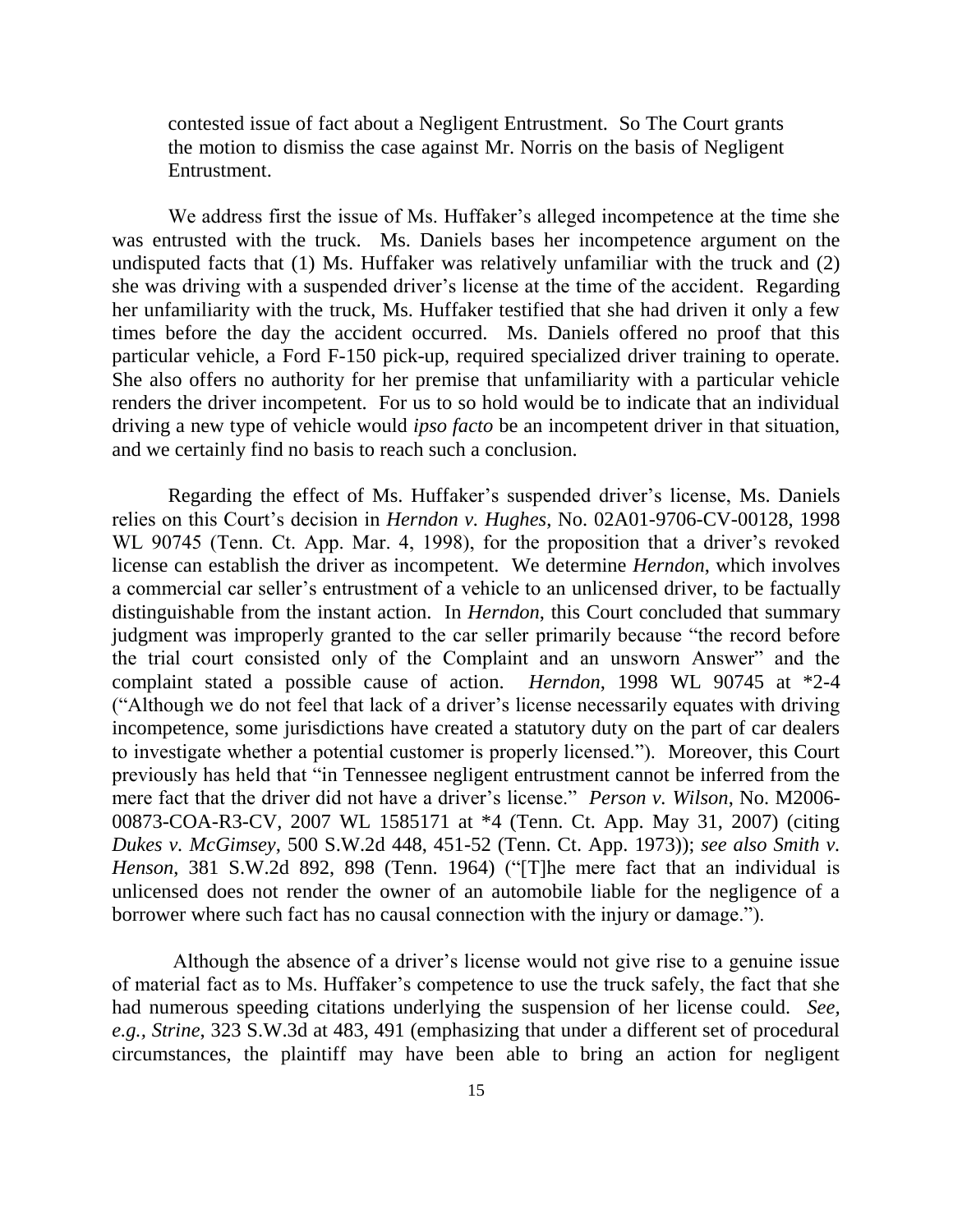> contested issue of fact about a Negligent Entrustment. So The Court grants the motion to dismiss the case against Mr. Norris on the basis of Negligent Entrustment.

We address first the issue of Ms. Huffaker's alleged incompetence at the time she was entrusted with the truck. Ms. Daniels bases her incompetence argument on the undisputed facts that (1) Ms. Huffaker was relatively unfamiliar with the truck and (2) she was driving with a suspended driver's license at the time of the accident. Regarding her unfamiliarity with the truck, Ms. Huffaker testified that she had driven it only a few times before the day the accident occurred. Ms. Daniels offered no proof that this particular vehicle, a Ford F-150 pick-up, required specialized driver training to operate. She also offers no authority for her premise that unfamiliarity with a particular vehicle renders the driver incompetent. For us to so hold would be to indicate that an individual driving a new type of vehicle would *ipso facto* be an incompetent driver in that situation, and we certainly find no basis to reach such a conclusion.

Regarding the effect of Ms. Huffaker's suspended driver's license, Ms. Daniels relies on this Court's decision in *Herndon v. Hughes*, No. 02A01-9706-CV-00128, 1998 WL 90745 (Tenn. Ct. App. Mar. 4, 1998), for the proposition that a driver's revoked license can establish the driver as incompetent. We determine *Herndon*, which involves a commercial car seller's entrustment of a vehicle to an unlicensed driver, to be factually distinguishable from the instant action. In *Herndon*, this Court concluded that summary judgment was improperly granted to the car seller primarily because "the record before the trial court consisted only of the Complaint and an unsworn Answer" and the complaint stated a possible cause of action. *Herndon*, 1998 WL 90745 at *2-4 ("Although we do not feel that lack of a driver's license necessarily equates with driving incompetence, some jurisdictions have created a statutory duty on the part of car dealers to investigate whether a potential customer is properly licensed."). Moreover, this Court previously has held that "in Tennessee negligent entrustment cannot be inferred from the mere fact that the driver did not have a driver's license." *Person v. Wilson*, No. M2006-00873-COA-R3-CV, 2007 WL 1585171 at *4 (Tenn. Ct. App. May 31, 2007) (citing *Dukes v. McGimsey*, 500 S.W.2d 448, 451-52 (Tenn. Ct. App. 1973)); *see also Smith v. Henson*, 381 S.W.2d 892, 898 (Tenn. 1964) ("[T]he mere fact that an individual is unlicensed does not render the owner of an automobile liable for the negligence of a borrower where such fact has no causal connection with the injury or damage.").

Although the absence of a driver's license would not give rise to a genuine issue of material fact as to Ms. Huffaker's competence to use the truck safely, the fact that she had numerous speeding citations underlying the suspension of her license could. *See, e.g.*, *Strine*, 323 S.W.3d at 483, 491 (emphasizing that under a different set of procedural circumstances, the plaintiff may have been able to bring an action for negligent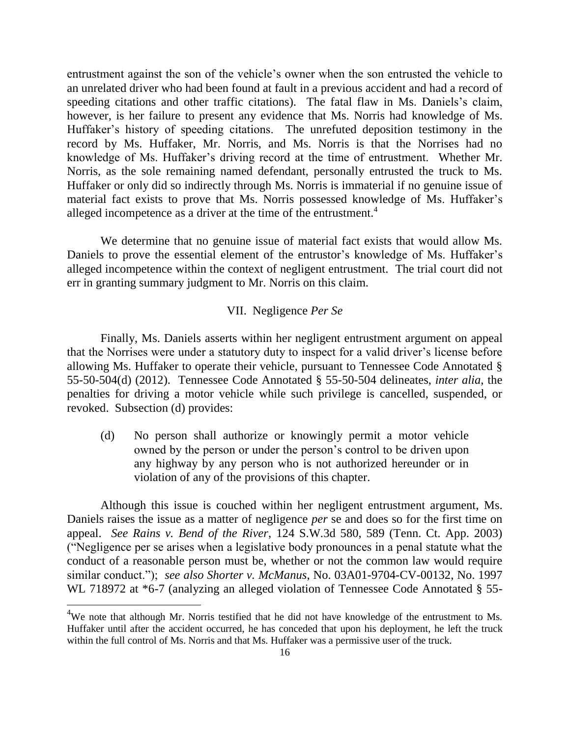entrustment against the son of the vehicle's owner when the son entrusted the vehicle to an unrelated driver who had been found at fault in a previous accident and had a record of speeding citations and other traffic citations). The fatal flaw in Ms. Daniels's claim, however, is her failure to present any evidence that Ms. Norris had knowledge of Ms. Huffaker's history of speeding citations. The unrefuted deposition testimony in the record by Ms. Huffaker, Mr. Norris, and Ms. Norris is that the Norrises had no knowledge of Ms. Huffaker's driving record at the time of entrustment. Whether Mr. Norris, as the sole remaining named defendant, personally entrusted the truck to Ms. Huffaker or only did so indirectly through Ms. Norris is immaterial if no genuine issue of material fact exists to prove that Ms. Norris possessed knowledge of Ms. Huffaker's alleged incompetence as a driver at the time of the entrustment.[4]

We determine that no genuine issue of material fact exists that would allow Ms. Daniels to prove the essential element of the entrustor's knowledge of Ms. Huffaker's alleged incompetence within the context of negligent entrustment. The trial court did not err in granting summary judgment to Mr. Norris on this claim.

## VII. Negligence *Per Se*

Finally, Ms. Daniels asserts within her negligent entrustment argument on appeal that the Norrises were under a statutory duty to inspect for a valid driver's license before allowing Ms. Huffaker to operate their vehicle, pursuant to Tennessee Code Annotated § 55-50-504(d) (2012). Tennessee Code Annotated § 55-50-504 delineates, *inter alia*, the penalties for driving a motor vehicle while such privilege is cancelled, suspended, or revoked. Subsection (d) provides:

> (d) No person shall authorize or knowingly permit a motor vehicle owned by the person or under the person's control to be driven upon any highway by any person who is not authorized hereunder or in violation of any of the provisions of this chapter.

Although this issue is couched within her negligent entrustment argument, Ms. Daniels raises the issue as a matter of negligence *per* se and does so for the first time on appeal. *See Rains v. Bend of the River*, 124 S.W.3d 580, 589 (Tenn. Ct. App. 2003) ("Negligence per se arises when a legislative body pronounces in a penal statute what the conduct of a reasonable person must be, whether or not the common law would require similar conduct."); *see also Shorter v. McManus*, No. 03A01-9704-CV-00132, No. 1997 WL 718972 at \*6-7 (analyzing an alleged violation of Tennessee Code Annotated § 55-

---

[4] We note that although Mr. Norris testified that he did not have knowledge of the entrustment to Ms. Huffaker until after the accident occurred, he has conceded that upon his deployment, he left the truck within the full control of Ms. Norris and that Ms. Huffaker was a permissive user of the truck.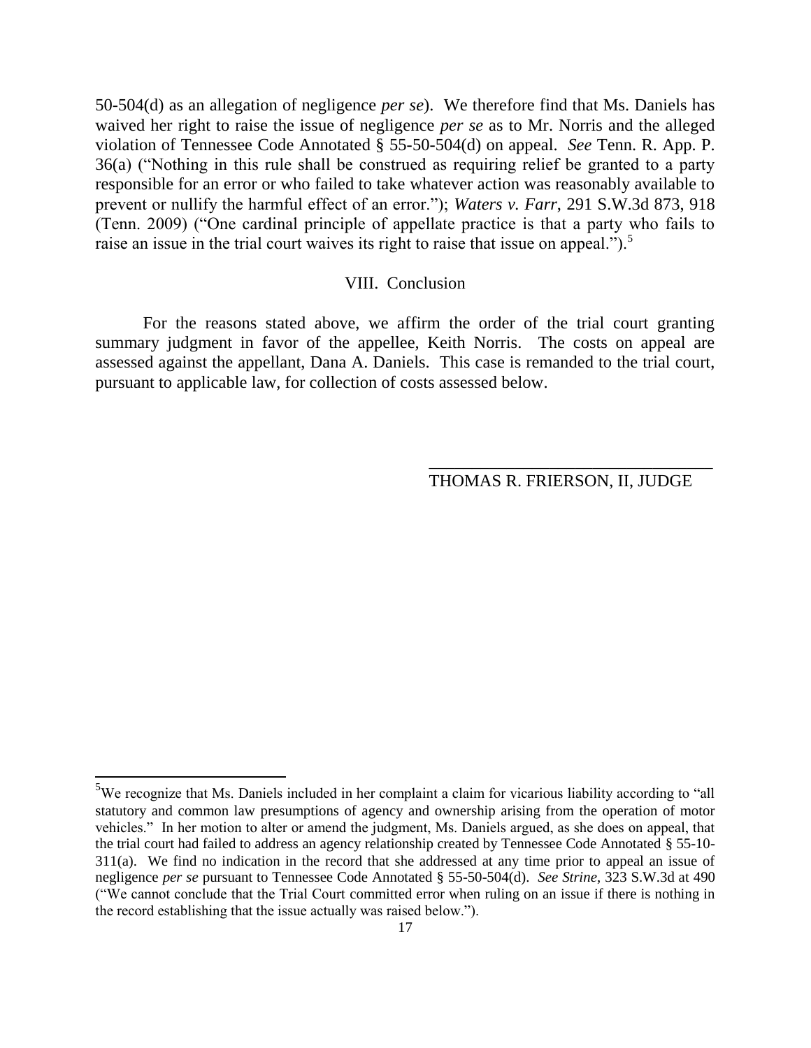50-504(d) as an allegation of negligence *per se*). We therefore find that Ms. Daniels has waived her right to raise the issue of negligence *per se* as to Mr. Norris and the alleged violation of Tennessee Code Annotated § 55-50-504(d) on appeal. *See* Tenn. R. App. P. 36(a) ("Nothing in this rule shall be construed as requiring relief be granted to a party responsible for an error or who failed to take whatever action was reasonably available to prevent or nullify the harmful effect of an error."); *Waters v. Farr*, 291 S.W.3d 873, 918 (Tenn. 2009) ("One cardinal principle of appellate practice is that a party who fails to raise an issue in the trial court waives its right to raise that issue on appeal.").[5]

## VIII. Conclusion

For the reasons stated above, we affirm the order of the trial court granting summary judgment in favor of the appellee, Keith Norris. The costs on appeal are assessed against the appellant, Dana A. Daniels. This case is remanded to the trial court, pursuant to applicable law, for collection of costs assessed below.

_________________________________
THOMAS R. FRIERSON, II, JUDGE

---

[5] We recognize that Ms. Daniels included in her complaint a claim for vicarious liability according to "all statutory and common law presumptions of agency and ownership arising from the operation of motor vehicles." In her motion to alter or amend the judgment, Ms. Daniels argued, as she does on appeal, that the trial court had failed to address an agency relationship created by Tennessee Code Annotated § 55-10-311(a). We find no indication in the record that she addressed at any time prior to appeal an issue of negligence *per se* pursuant to Tennessee Code Annotated § 55-50-504(d). *See Strine*, 323 S.W.3d at 490 ("We cannot conclude that the Trial Court committed error when ruling on an issue if there is nothing in the record establishing that the issue actually was raised below.").